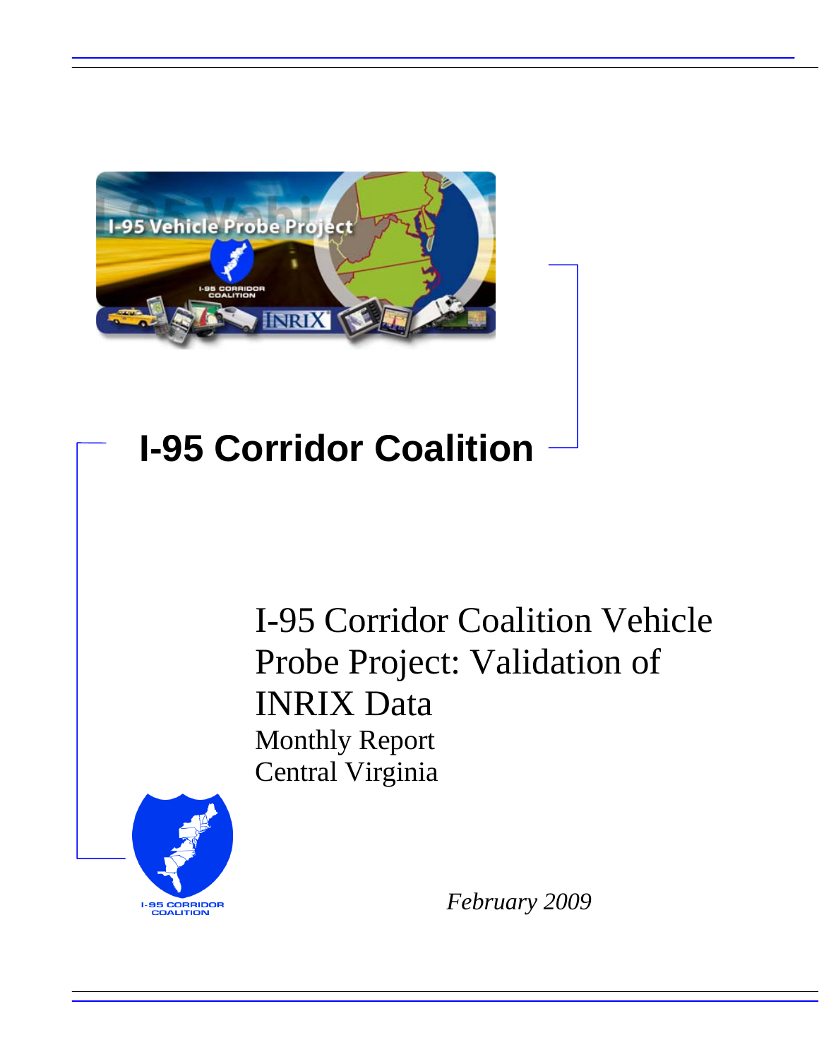# I-95 Corridor Coalition

## I-95 Corridor Coalition Vehicle Probe Project: Validation of INRIX Data

Monthly Report

Central Virginia

*February 2009*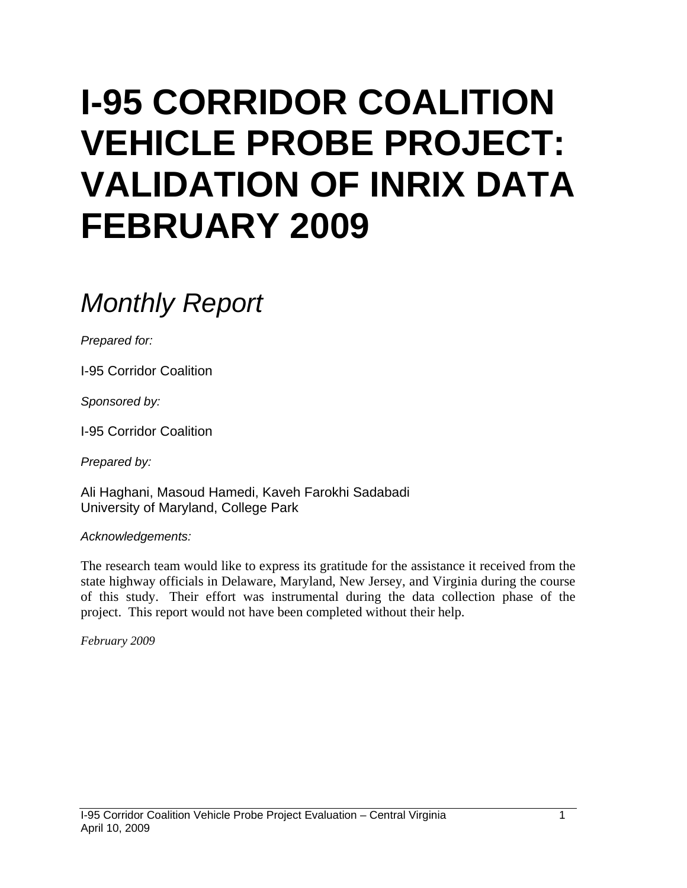# I-95 CORRIDOR COALITION VEHICLE PROBE PROJECT: VALIDATION OF INRIX DATA FEBRUARY 2009

## *Monthly Report*

*Prepared for:*

I-95 Corridor Coalition

*Sponsored by:*

I-95 Corridor Coalition

*Prepared by:*

Ali Haghani, Masoud Hamedi, Kaveh Farokhi Sadabadi
University of Maryland, College Park

*Acknowledgements:*

The research team would like to express its gratitude for the assistance it received from the state highway officials in Delaware, Maryland, New Jersey, and Virginia during the course of this study. Their effort was instrumental during the data collection phase of the project. This report would not have been completed without their help.

*February 2009*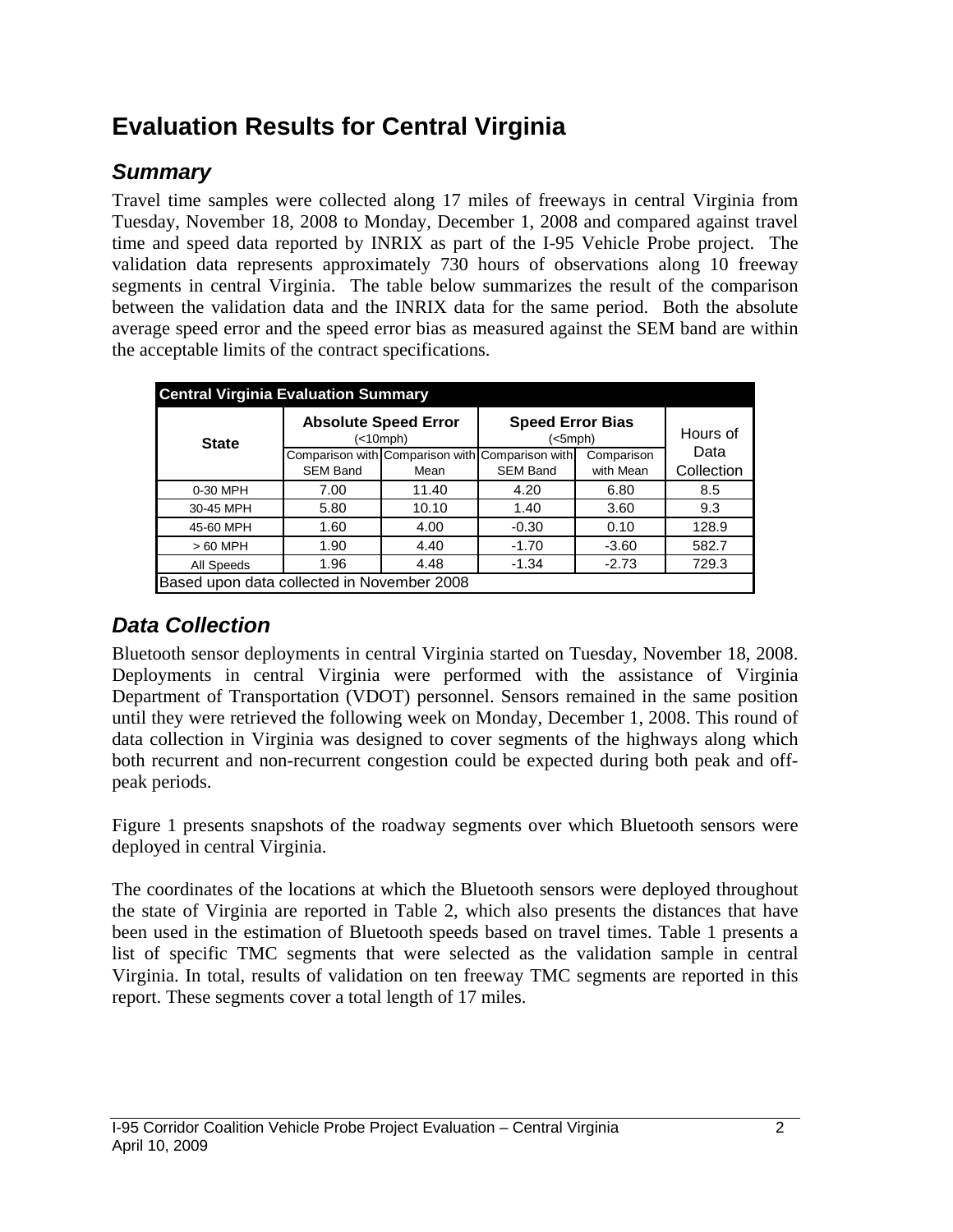# Evaluation Results for Central Virginia

## *Summary*

Travel time samples were collected along 17 miles of freeways in central Virginia from Tuesday, November 18, 2008 to Monday, December 1, 2008 and compared against travel time and speed data reported by INRIX as part of the I-95 Vehicle Probe project. The validation data represents approximately 730 hours of observations along 10 freeway segments in central Virginia. The table below summarizes the result of the comparison between the validation data and the INRIX data for the same period. Both the absolute average speed error and the speed error bias as measured against the SEM band are within the acceptable limits of the contract specifications.

| Central Virginia Evaluation Summary | | | | | |
|---|---|---|---|---|---|
| **State** | **Absolute Speed Error** (<10mph) | | **Speed Error Bias** (<5mph) | | Hours of Data Collection |
| | Comparison with SEM Band | Comparison with Mean | Comparison with SEM Band | Comparison with Mean | |
| 0-30 MPH | 7.00 | 11.40 | 4.20 | 6.80 | 8.5 |
| 30-45 MPH | 5.80 | 10.10 | 1.40 | 3.60 | 9.3 |
| 45-60 MPH | 1.60 | 4.00 | -0.30 | 0.10 | 128.9 |
| > 60 MPH | 1.90 | 4.40 | -1.70 | -3.60 | 582.7 |
| All Speeds | 1.96 | 4.48 | -1.34 | -2.73 | 729.3 |
| Based upon data collected in November 2008 | | | | | |

## *Data Collection*

Bluetooth sensor deployments in central Virginia started on Tuesday, November 18, 2008. Deployments in central Virginia were performed with the assistance of Virginia Department of Transportation (VDOT) personnel. Sensors remained in the same position until they were retrieved the following week on Monday, December 1, 2008. This round of data collection in Virginia was designed to cover segments of the highways along which both recurrent and non-recurrent congestion could be expected during both peak and off-peak periods.

Figure 1 presents snapshots of the roadway segments over which Bluetooth sensors were deployed in central Virginia.

The coordinates of the locations at which the Bluetooth sensors were deployed throughout the state of Virginia are reported in Table 2, which also presents the distances that have been used in the estimation of Bluetooth speeds based on travel times. Table 1 presents a list of specific TMC segments that were selected as the validation sample in central Virginia. In total, results of validation on ten freeway TMC segments are reported in this report. These segments cover a total length of 17 miles.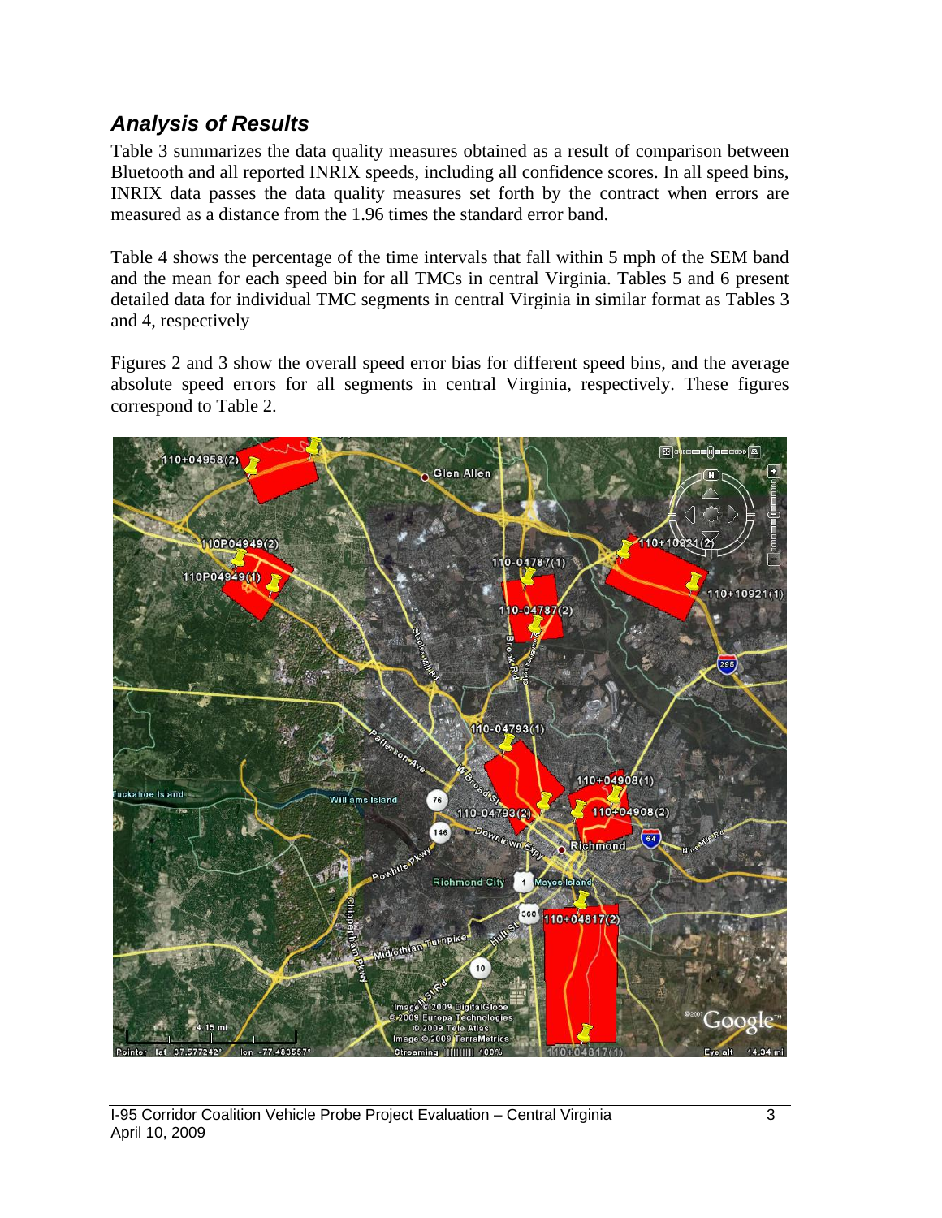### *Analysis of Results*

Table 3 summarizes the data quality measures obtained as a result of comparison between Bluetooth and all reported INRIX speeds, including all confidence scores. In all speed bins, INRIX data passes the data quality measures set forth by the contract when errors are measured as a distance from the 1.96 times the standard error band.

Table 4 shows the percentage of the time intervals that fall within 5 mph of the SEM band and the mean for each speed bin for all TMCs in central Virginia. Tables 5 and 6 present detailed data for individual TMC segments in central Virginia in similar format as Tables 3 and 4, respectively

Figures 2 and 3 show the overall speed error bias for different speed bins, and the average absolute speed errors for all segments in central Virginia, respectively. These figures correspond to Table 2.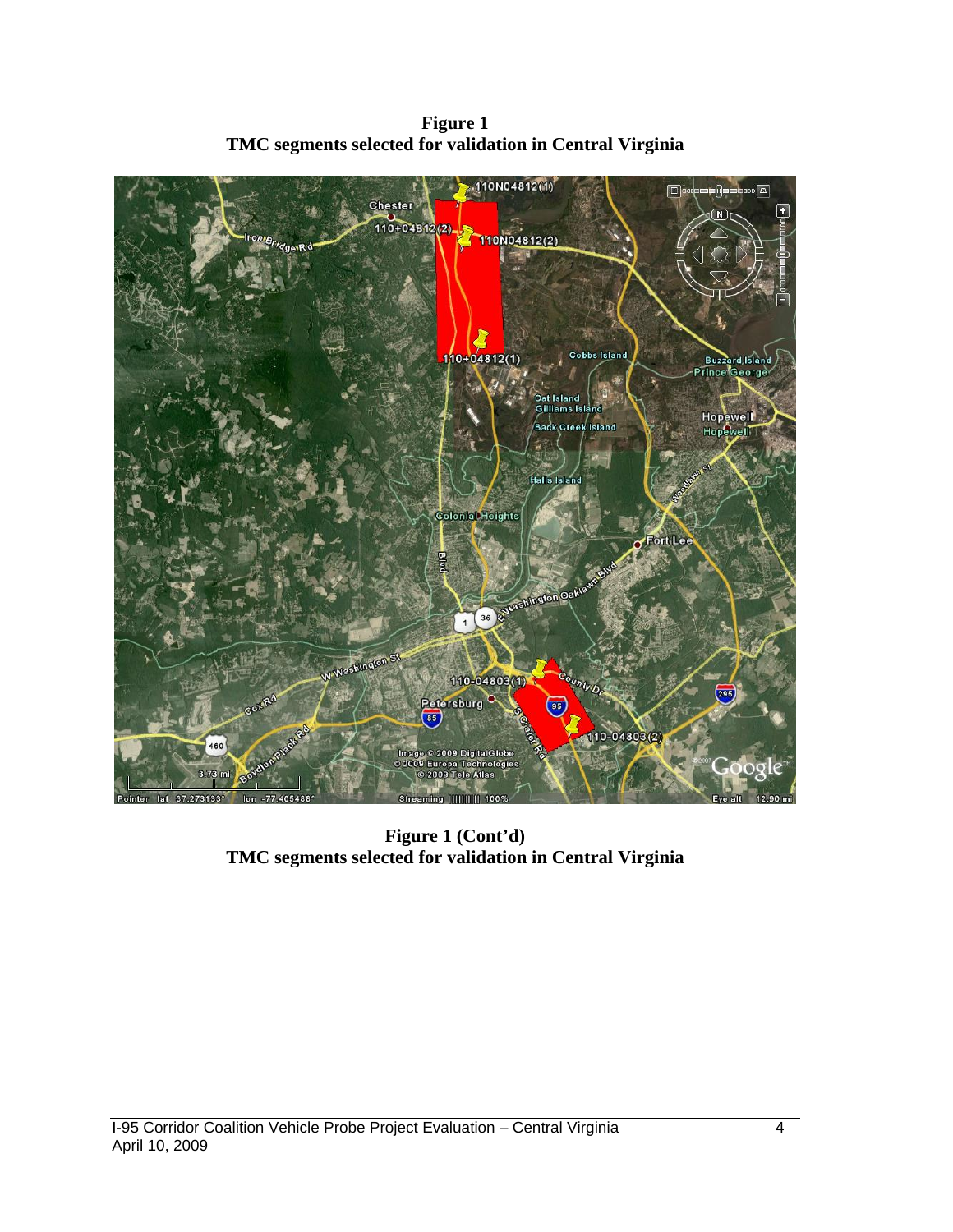**Figure 1**
**TMC segments selected for validation in Central Virginia**

**Figure 1 (Cont'd)**
**TMC segments selected for validation in Central Virginia**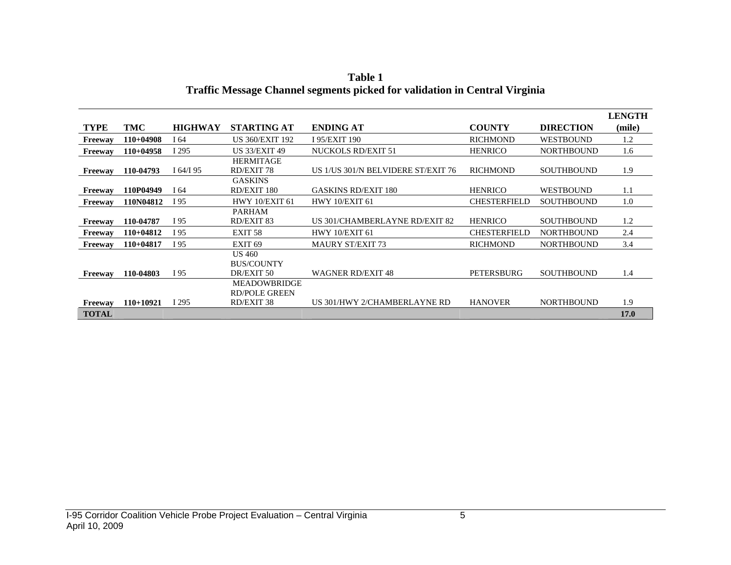**Table 1**
**Traffic Message Channel segments picked for validation in Central Virginia**

| TYPE | TMC | HIGHWAY | STARTING AT | ENDING AT | COUNTY | DIRECTION | LENGTH (mile) |
|---|---|---|---|---|---|---|---|
| **Freeway** | **110+04908** | I 64 | US 360/EXIT 192 | I 95/EXIT 190 | RICHMOND | WESTBOUND | 1.2 |
| **Freeway** | **110+04958** | I 295 | US 33/EXIT 49 | NUCKOLS RD/EXIT 51 | HENRICO | NORTHBOUND | 1.6 |
| **Freeway** | **110-04793** | I 64/I 95 | HERMITAGE RD/EXIT 78 | US 1/US 301/N BELVIDERE ST/EXIT 76 | RICHMOND | SOUTHBOUND | 1.9 |
| **Freeway** | **110P04949** | I 64 | GASKINS RD/EXIT 180 | GASKINS RD/EXIT 180 | HENRICO | WESTBOUND | 1.1 |
| **Freeway** | **110N04812** | I 95 | HWY 10/EXIT 61 | HWY 10/EXIT 61 | CHESTERFIELD | SOUTHBOUND | 1.0 |
| **Freeway** | **110-04787** | I 95 | PARHAM RD/EXIT 83 | US 301/CHAMBERLAYNE RD/EXIT 82 | HENRICO | SOUTHBOUND | 1.2 |
| **Freeway** | **110+04812** | I 95 | EXIT 58 | HWY 10/EXIT 61 | CHESTERFIELD | NORTHBOUND | 2.4 |
| **Freeway** | **110+04817** | I 95 | EXIT 69 | MAURY ST/EXIT 73 | RICHMOND | NORTHBOUND | 3.4 |
| **Freeway** | **110-04803** | I 95 | US 460 BUS/COUNTY DR/EXIT 50 | WAGNER RD/EXIT 48 | PETERSBURG | SOUTHBOUND | 1.4 |
| **Freeway** | **110+10921** | I 295 | MEADOWBRIDGE RD/POLE GREEN RD/EXIT 38 | US 301/HWY 2/CHAMBERLAYNE RD | HANOVER | NORTHBOUND | 1.9 |
| **TOTAL** | | | | | | | **17.0** |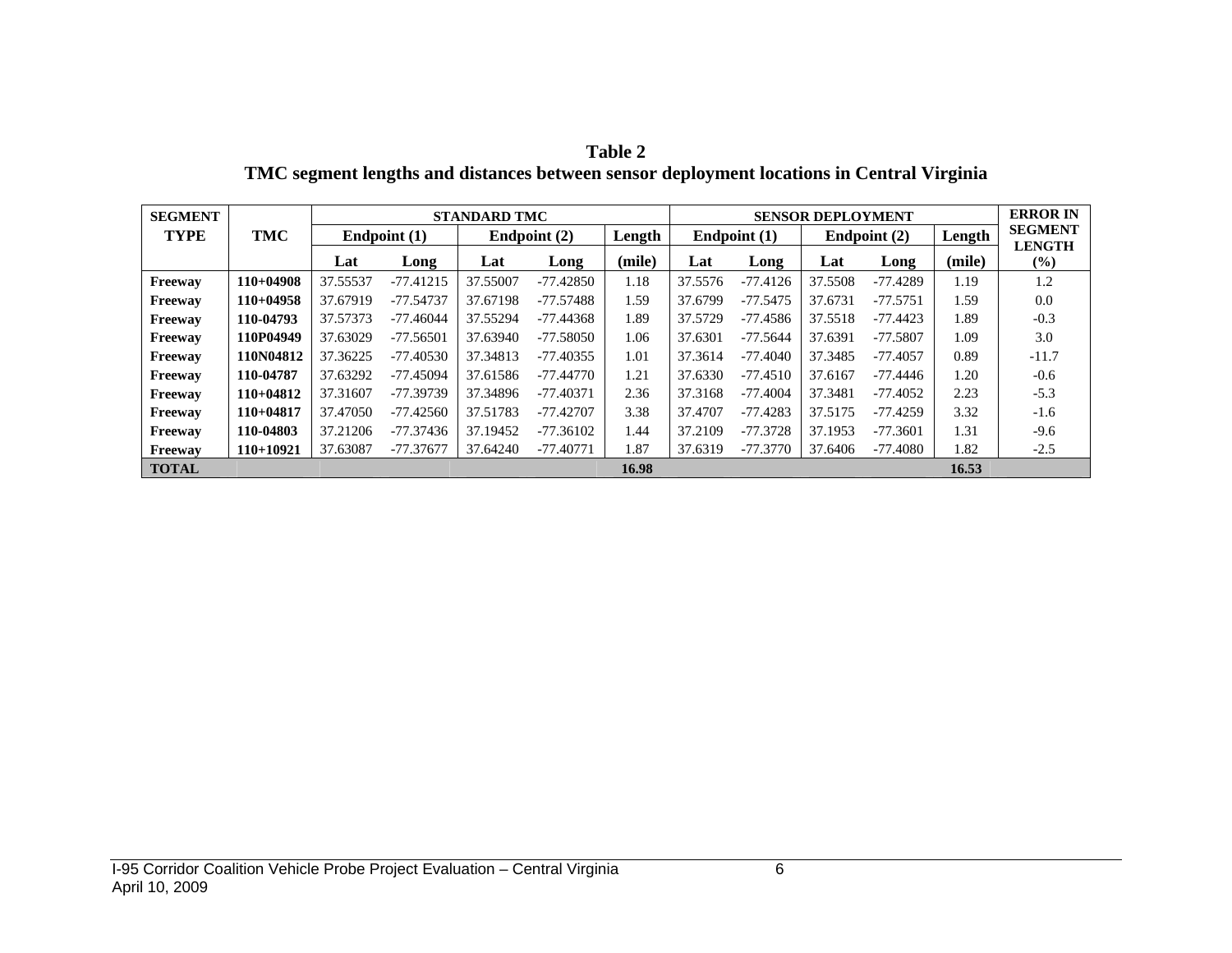**Table 2**
**TMC segment lengths and distances between sensor deployment locations in Central Virginia**

| SEGMENT TYPE | TMC | STANDARD TMC | | | | | SENSOR DEPLOYMENT | | | | | ERROR IN SEGMENT LENGTH |
|---|---|---|---|---|---|---|---|---|---|---|---|---|
| | | Endpoint (1) | | Endpoint (2) | | Length | Endpoint (1) | | Endpoint (2) | | Length | |
| | | Lat | Long | Lat | Long | (mile) | Lat | Long | Lat | Long | (mile) | (%) |
| **Freeway** | **110+04908** | 37.55537 | -77.41215 | 37.55007 | -77.42850 | 1.18 | 37.5576 | -77.4126 | 37.5508 | -77.4289 | 1.19 | 1.2 |
| **Freeway** | **110+04958** | 37.67919 | -77.54737 | 37.67198 | -77.57488 | 1.59 | 37.6799 | -77.5475 | 37.6731 | -77.5751 | 1.59 | 0.0 |
| **Freeway** | **110-04793** | 37.57373 | -77.46044 | 37.55294 | -77.44368 | 1.89 | 37.5729 | -77.4586 | 37.5518 | -77.4423 | 1.89 | -0.3 |
| **Freeway** | **110P04949** | 37.63029 | -77.56501 | 37.63940 | -77.58050 | 1.06 | 37.6301 | -77.5644 | 37.6391 | -77.5807 | 1.09 | 3.0 |
| **Freeway** | **110N04812** | 37.36225 | -77.40530 | 37.34813 | -77.40355 | 1.01 | 37.3614 | -77.4040 | 37.3485 | -77.4057 | 0.89 | -11.7 |
| **Freeway** | **110-04787** | 37.63292 | -77.45094 | 37.61586 | -77.44770 | 1.21 | 37.6330 | -77.4510 | 37.6167 | -77.4446 | 1.20 | -0.6 |
| **Freeway** | **110+04812** | 37.31607 | -77.39739 | 37.34896 | -77.40371 | 2.36 | 37.3168 | -77.4004 | 37.3481 | -77.4052 | 2.23 | -5.3 |
| **Freeway** | **110+04817** | 37.47050 | -77.42560 | 37.51783 | -77.42707 | 3.38 | 37.4707 | -77.4283 | 37.5175 | -77.4259 | 3.32 | -1.6 |
| **Freeway** | **110-04803** | 37.21206 | -77.37436 | 37.19452 | -77.36102 | 1.44 | 37.2109 | -77.3728 | 37.1953 | -77.3601 | 1.31 | -9.6 |
| **Freeway** | **110+10921** | 37.63087 | -77.37677 | 37.64240 | -77.40771 | 1.87 | 37.6319 | -77.3770 | 37.6406 | -77.4080 | 1.82 | -2.5 |
| **TOTAL** | | | | | | **16.98** | | | | | **16.53** | |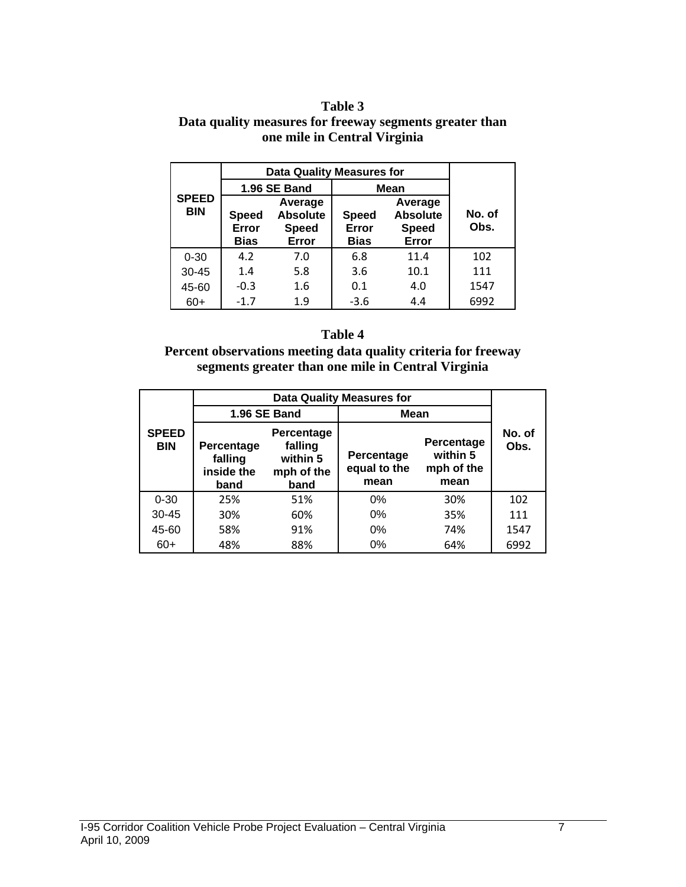**Table 3**
**Data quality measures for freeway segments greater than one mile in Central Virginia**

| SPEED BIN | Data Quality Measures for 1.96 SE Band | | Data Quality Measures for Mean | | No. of Obs. |
|---|---|---|---|---|---|
| | Speed Error Bias | Average Absolute Speed Error | Speed Error Bias | Average Absolute Speed Error | |
| 0-30 | 4.2 | 7.0 | 6.8 | 11.4 | 102 |
| 30-45 | 1.4 | 5.8 | 3.6 | 10.1 | 111 |
| 45-60 | -0.3 | 1.6 | 0.1 | 4.0 | 1547 |
| 60+ | -1.7 | 1.9 | -3.6 | 4.4 | 6992 |

**Table 4**
**Percent observations meeting data quality criteria for freeway segments greater than one mile in Central Virginia**

| SPEED BIN | Data Quality Measures for 1.96 SE Band | | Data Quality Measures for Mean | | No. of Obs. |
|---|---|---|---|---|---|
| | Percentage falling inside the band | Percentage falling within 5 mph of the band | Percentage equal to the mean | Percentage within 5 mph of the mean | |
| 0-30 | 25% | 51% | 0% | 30% | 102 |
| 30-45 | 30% | 60% | 0% | 35% | 111 |
| 45-60 | 58% | 91% | 0% | 74% | 1547 |
| 60+ | 48% | 88% | 0% | 64% | 6992 |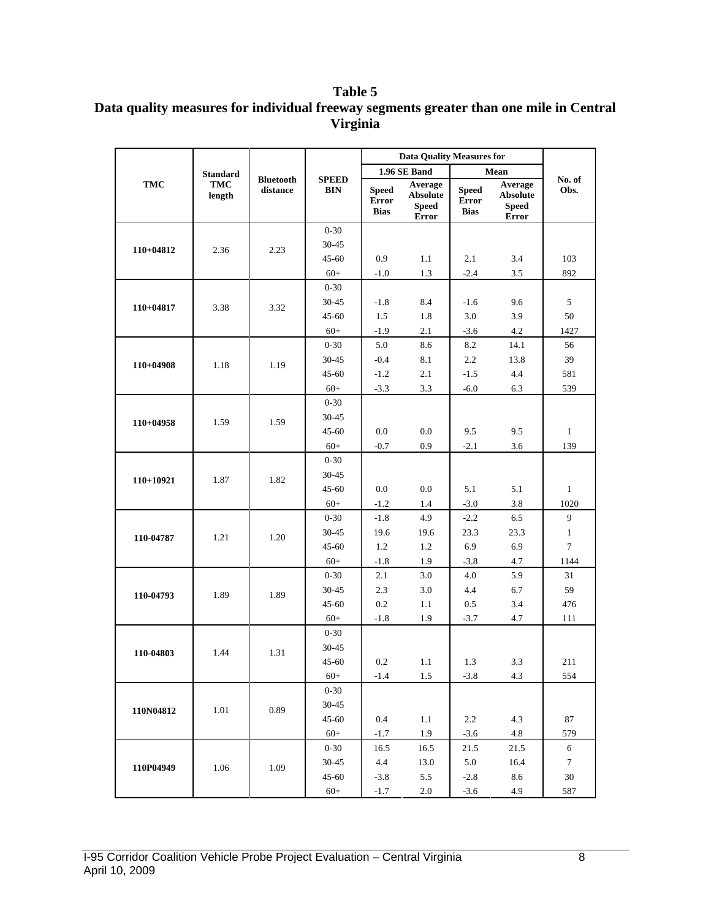**Table 5**
**Data quality measures for individual freeway segments greater than one mile in Central Virginia**

| TMC | Standard TMC length | Bluetooth distance | SPEED BIN | Data Quality Measures for 1.96 SE Band: Speed Error Bias | Data Quality Measures for 1.96 SE Band: Average Absolute Speed Error | Data Quality Measures for Mean: Speed Error Bias | Data Quality Measures for Mean: Average Absolute Speed Error | No. of Obs. |
|---|---|---|---|---|---|---|---|---|
| 110+04812 | 2.36 | 2.23 | 0-30 | | | | | |
| | | | 30-45 | | | | | |
| | | | 45-60 | 0.9 | 1.1 | 2.1 | 3.4 | 103 |
| | | | 60+ | -1.0 | 1.3 | -2.4 | 3.5 | 892 |
| 110+04817 | 3.38 | 3.32 | 0-30 | | | | | |
| | | | 30-45 | -1.8 | 8.4 | -1.6 | 9.6 | 5 |
| | | | 45-60 | 1.5 | 1.8 | 3.0 | 3.9 | 50 |
| | | | 60+ | -1.9 | 2.1 | -3.6 | 4.2 | 1427 |
| 110+04908 | 1.18 | 1.19 | 0-30 | 5.0 | 8.6 | 8.2 | 14.1 | 56 |
| | | | 30-45 | -0.4 | 8.1 | 2.2 | 13.8 | 39 |
| | | | 45-60 | -1.2 | 2.1 | -1.5 | 4.4 | 581 |
| | | | 60+ | -3.3 | 3.3 | -6.0 | 6.3 | 539 |
| 110+04958 | 1.59 | 1.59 | 0-30 | | | | | |
| | | | 30-45 | | | | | |
| | | | 45-60 | 0.0 | 0.0 | 9.5 | 9.5 | 1 |
| | | | 60+ | -0.7 | 0.9 | -2.1 | 3.6 | 139 |
| 110+10921 | 1.87 | 1.82 | 0-30 | | | | | |
| | | | 30-45 | | | | | |
| | | | 45-60 | 0.0 | 0.0 | 5.1 | 5.1 | 1 |
| | | | 60+ | -1.2 | 1.4 | -3.0 | 3.8 | 1020 |
| 110-04787 | 1.21 | 1.20 | 0-30 | -1.8 | 4.9 | -2.2 | 6.5 | 9 |
| | | | 30-45 | 19.6 | 19.6 | 23.3 | 23.3 | 1 |
| | | | 45-60 | 1.2 | 1.2 | 6.9 | 6.9 | 7 |
| | | | 60+ | -1.8 | 1.9 | -3.8 | 4.7 | 1144 |
| 110-04793 | 1.89 | 1.89 | 0-30 | 2.1 | 3.0 | 4.0 | 5.9 | 31 |
| | | | 30-45 | 2.3 | 3.0 | 4.4 | 6.7 | 59 |
| | | | 45-60 | 0.2 | 1.1 | 0.5 | 3.4 | 476 |
| | | | 60+ | -1.8 | 1.9 | -3.7 | 4.7 | 111 |
| 110-04803 | 1.44 | 1.31 | 0-30 | | | | | |
| | | | 30-45 | | | | | |
| | | | 45-60 | 0.2 | 1.1 | 1.3 | 3.3 | 211 |
| | | | 60+ | -1.4 | 1.5 | -3.8 | 4.3 | 554 |
| 110N04812 | 1.01 | 0.89 | 0-30 | | | | | |
| | | | 30-45 | | | | | |
| | | | 45-60 | 0.4 | 1.1 | 2.2 | 4.3 | 87 |
| | | | 60+ | -1.7 | 1.9 | -3.6 | 4.8 | 579 |
| 110P04949 | 1.06 | 1.09 | 0-30 | 16.5 | 16.5 | 21.5 | 21.5 | 6 |
| | | | 30-45 | 4.4 | 13.0 | 5.0 | 16.4 | 7 |
| | | | 45-60 | -3.8 | 5.5 | -2.8 | 8.6 | 30 |
| | | | 60+ | -1.7 | 2.0 | -3.6 | 4.9 | 587 |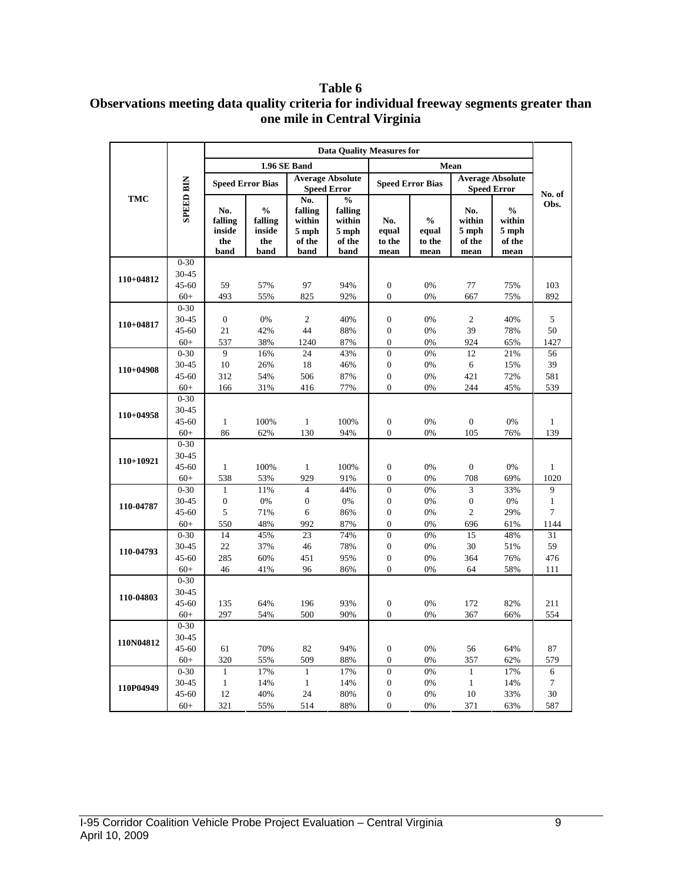**Table 6**
**Observations meeting data quality criteria for individual freeway segments greater than one mile in Central Virginia**

| TMC | SPEED BIN | Data Quality Measures for | | | | | | | | No. of Obs. |
|---|---|---|---|---|---|---|---|---|---|---|
| | | 1.96 SE Band | | | | Mean | | | | |
| | | Speed Error Bias | | Average Absolute Speed Error | | Speed Error Bias | | Average Absolute Speed Error | | |
| | | No. falling inside the band | % falling inside the band | No. falling within 5 mph of the band | % falling within 5 mph of the band | No. equal to the mean | % equal to the mean | No. within 5 mph of the mean | % within 5 mph of the mean | |
| 110+04812 | 0-30 | | | | | | | | | |
| | 30-45 | | | | | | | | | |
| | 45-60 | 59 | 57% | 97 | 94% | 0 | 0% | 77 | 75% | 103 |
| | 60+ | 493 | 55% | 825 | 92% | 0 | 0% | 667 | 75% | 892 |
| 110+04817 | 0-30 | | | | | | | | | |
| | 30-45 | 0 | 0% | 2 | 40% | 0 | 0% | 2 | 40% | 5 |
| | 45-60 | 21 | 42% | 44 | 88% | 0 | 0% | 39 | 78% | 50 |
| | 60+ | 537 | 38% | 1240 | 87% | 0 | 0% | 924 | 65% | 1427 |
| 110+04908 | 0-30 | 9 | 16% | 24 | 43% | 0 | 0% | 12 | 21% | 56 |
| | 30-45 | 10 | 26% | 18 | 46% | 0 | 0% | 6 | 15% | 39 |
| | 45-60 | 312 | 54% | 506 | 87% | 0 | 0% | 421 | 72% | 581 |
| | 60+ | 166 | 31% | 416 | 77% | 0 | 0% | 244 | 45% | 539 |
| 110+04958 | 0-30 | | | | | | | | | |
| | 30-45 | | | | | | | | | |
| | 45-60 | 1 | 100% | 1 | 100% | 0 | 0% | 0 | 0% | 1 |
| | 60+ | 86 | 62% | 130 | 94% | 0 | 0% | 105 | 76% | 139 |
| 110+10921 | 0-30 | | | | | | | | | |
| | 30-45 | | | | | | | | | |
| | 45-60 | 1 | 100% | 1 | 100% | 0 | 0% | 0 | 0% | 1 |
| | 60+ | 538 | 53% | 929 | 91% | 0 | 0% | 708 | 69% | 1020 |
| 110-04787 | 0-30 | 1 | 11% | 4 | 44% | 0 | 0% | 3 | 33% | 9 |
| | 30-45 | 0 | 0% | 0 | 0% | 0 | 0% | 0 | 0% | 1 |
| | 45-60 | 5 | 71% | 6 | 86% | 0 | 0% | 2 | 29% | 7 |
| | 60+ | 550 | 48% | 992 | 87% | 0 | 0% | 696 | 61% | 1144 |
| 110-04793 | 0-30 | 14 | 45% | 23 | 74% | 0 | 0% | 15 | 48% | 31 |
| | 30-45 | 22 | 37% | 46 | 78% | 0 | 0% | 30 | 51% | 59 |
| | 45-60 | 285 | 60% | 451 | 95% | 0 | 0% | 364 | 76% | 476 |
| | 60+ | 46 | 41% | 96 | 86% | 0 | 0% | 64 | 58% | 111 |
| 110-04803 | 0-30 | | | | | | | | | |
| | 30-45 | | | | | | | | | |
| | 45-60 | 135 | 64% | 196 | 93% | 0 | 0% | 172 | 82% | 211 |
| | 60+ | 297 | 54% | 500 | 90% | 0 | 0% | 367 | 66% | 554 |
| 110N04812 | 0-30 | | | | | | | | | |
| | 30-45 | | | | | | | | | |
| | 45-60 | 61 | 70% | 82 | 94% | 0 | 0% | 56 | 64% | 87 |
| | 60+ | 320 | 55% | 509 | 88% | 0 | 0% | 357 | 62% | 579 |
| 110P04949 | 0-30 | 1 | 17% | 1 | 17% | 0 | 0% | 1 | 17% | 6 |
| | 30-45 | 1 | 14% | 1 | 14% | 0 | 0% | 1 | 14% | 7 |
| | 45-60 | 12 | 40% | 24 | 80% | 0 | 0% | 10 | 33% | 30 |
| | 60+ | 321 | 55% | 514 | 88% | 0 | 0% | 371 | 63% | 587 |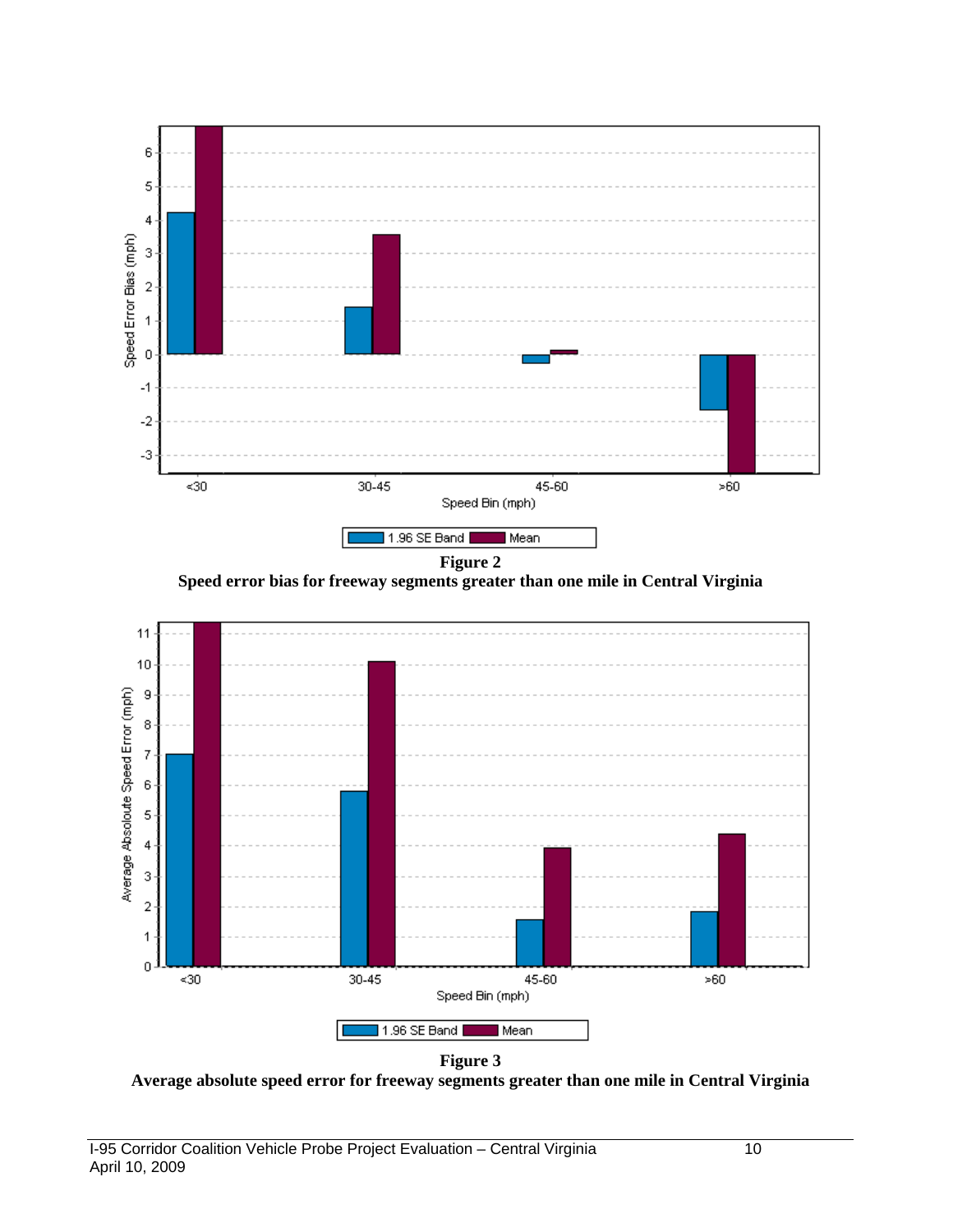6
5
4
3
2
1
0
-1
-2
-3

Speed Error Bias (mph)

<30
30-45
45-60
>60

Speed Bin (mph)

1.96 SE Band
Mean

**Figure 2**
**Speed error bias for freeway segments greater than one mile in Central Virginia**

11
10
9
8
7
6
5
4
3
2
1
0

Average Absoloute Speed Error (mph)

<30
30-45
45-60
>60

Speed Bin (mph)

1.96 SE Band
Mean

**Figure 3**
**Average absolute speed error for freeway segments greater than one mile in Central Virginia**